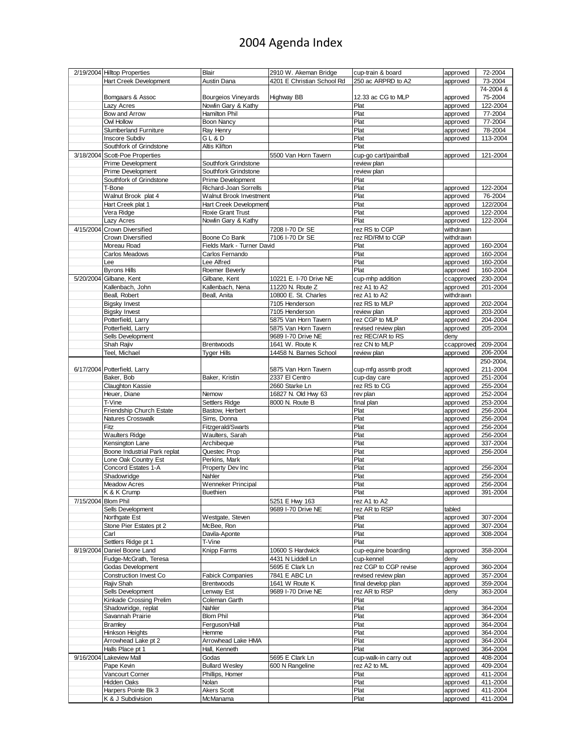# 2004 Agenda Index

| | | | | | | |
|---|---|---|---|---|---|---|
| 2/19/2004 | Hilltop Properties | Blair | 2910 W. Akeman Bridge | cup-train & board | approved | 72-2004 |
| | Hart Creek Development | Austin Dana | 4201 E Christian School Rd | 250 ac ARPRD to A2 | approved | 73-2004 |
| | Bomgaars & Assoc | Bourgeios Vineyards | Highway BB | 12.33 ac CG to MLP | approved | 74-2004 & 75-2004 |
| | Lazy Acres | Nowlin Gary & Kathy | | Plat | approved | 122-2004 |
| | Bow and Arrow | Hamilton Phil | | Plat | approved | 77-2004 |
| | Owl Hollow | Boon Nancy | | Plat | approved | 77-2004 |
| | Slumberland Furniture | Ray Henry | | Plat | approved | 78-2004 |
| | Inscore Subdiv | G L & D | | Plat | approved | 113-2004 |
| | Southfork of Grindstone | Altis Klifton | | Plat | | |
| 3/18/2004 | Scott-Poe Properties | | 5500 Van Horn Tavern | cup-go cart/paintball | approved | 121-2004 |
| | Prime Development | Southfork Grindstone | | review plan | | |
| | Prime Development | Southfork Grindstone | | review plan | | |
| | Southfork of Grindstone | Prime Development | | Plat | | |
| | T-Bone | Richard-Joan Sorrells | | Plat | approved | 122-2004 |
| | Walnut Brook plat 4 | Walnut Brook Investment | | Plat | approved | 76-2004 |
| | Hart Creek plat 1 | Hart Creek Development | | Plat | approved | 122/2004 |
| | Vera Ridge | Roxie Grant Trust | | Plat | approved | 122-2004 |
| | Lazy Acres | Nowlin Gary & Kathy | | Plat | approved | 122-2004 |
| 4/15/2004 | Crown Diversified | | 7208 I-70 Dr SE | rez RS to CGP | withdrawn | |
| | Crown Diversified | Boone Co Bank | 7106 I-70 Dr SE | rez RD/RM to CGP | withdrawn | |
| | Moreau Road | Fields Mark - Turner David | | Plat | approved | 160-2004 |
| | Carlos Meadows | Carlos Fernando | | Plat | approved | 160-2004 |
| | Lee | Lee Alfred | | Plat | approved | 160-2004 |
| | Byrons Hills | Roemer Beverly | | Plat | approved | 160-2004 |
| 5/20/2004 | Gilbane, Kent | Gilbane, Kent | 10221 E. I-70 Drive NE | cup-mhp addition | ccapproved | 230-2004 |
| | Kallenbach, John | Kallenbach, Nena | 11220 N. Route Z | rez A1 to A2 | approved | 201-2004 |
| | Beall, Robert | Beall, Anita | 10800 E. St. Charles | rez A1 to A2 | withdrawn | |
| | Bigsky Invest | | 7105 Henderson | rez RS to MLP | approved | 202-2004 |
| | Bigsky Invest | | 7105 Henderson | review plan | approved | 203-2004 |
| | Potterfield, Larry | | 5875 Van Horn Tavern | rez CGP to MLP | approved | 204-2004 |
| | Potterfield, Larry | | 5875 Van Horn Tavern | revised review plan | approved | 205-2004 |
| | Sells Development | | 9689 I-70 Drive NE | rez REC/AR to RS | deny | |
| | Shah Rajiv | Brentwoods | 1641 W. Route K | rez CN to MLP | ccapproved | 209-2004 |
| | Teel, Michael | Tyger Hills | 14458 N. Barnes School | review plan | approved | 206-2004 |
| 6/17/2004 | Potterfield, Larry | | 5875 Van Horn Tavern | cup-mfg assmb prodt | approved | 250-2004, 211-2004 |
| | Baker, Bob | Baker, Kristin | 2337 El Centro | cup-day care | approved | 251-2004 |
| | Claughton Kassie | | 2660 Starke Ln | rez RS to CG | approved | 255-2004 |
| | Heuer, Diane | Nemow | 16827 N. Old Hwy 63 | rev plan | approved | 252-2004 |
| | T-Vine | Settlers Ridge | 8000 N. Route B | final plan | approved | 253-2004 |
| | Friendship Church Estate | Bastow, Herbert | | Plat | approved | 256-2004 |
| | Natures Crosswalk | Sims, Donna | | Plat | approved | 256-2004 |
| | Fitz | Fitzgerald/Swarts | | Plat | approved | 256-2004 |
| | Waulters Ridge | Waulters, Sarah | | Plat | approved | 256-2004 |
| | Kensington Lane | Archibeque | | Plat | approved | 337-2004 |
| | Boone Industrial Park replat | Questec Prop | | Plat | approved | 256-2004 |
| | Lone Oak Country Est | Perkins, Mark | | Plat | | |
| | Concord Estates 1-A | Property Dev Inc | | Plat | approved | 256-2004 |
| | Shadowridge | Nahler | | Plat | approved | 256-2004 |
| | Meadow Acres | Wenneker Principal | | Plat | approved | 256-2004 |
| | K & K Crump | Buethien | | Plat | approved | 391-2004 |
| 7/15/2004 | Blom Phil | | 5251 E Hwy 163 | rez A1 to A2 | | |
| | Sells Development | | 9689 I-70 Drive NE | rez AR to RSP | tabled | |
| | Northgate Est | Westgate, Steven | | Plat | approved | 307-2004 |
| | Stone Pier Estates pt 2 | McBee, Ron | | Plat | approved | 307-2004 |
| | Carl | Davila-Aponte | | Plat | approved | 308-2004 |
| | Settlers Ridge pt 1 | T-Vine | | Plat | | |
| 8/19/2004 | Daniel Boone Land | Knipp Farms | 10600 S Hardwick | cup-equine boarding | approved | 358-2004 |
| | Fudge-McGrath, Teresa | | 4431 N Liddell Ln | cup-kennel | deny | |
| | Godas Development | | 5695 E Clark Ln | rez CGP to CGP revise | approved | 360-2004 |
| | Construction Invest Co | Fabick Companies | 7841 E ABC Ln | revised review plan | approved | 357-2004 |
| | Rajiv Shah | Brentwoods | 1641 W Route K | final develop plan | approved | 359-2004 |
| | Sells Development | Lenway Est | 9689 I-70 Drive NE | rez AR to RSP | deny | 363-2004 |
| | Kinkade Crossing Prelim | Coleman Garth | | Plat | | |
| | Shadowridge, replat | Nahler | | Plat | approved | 364-2004 |
| | Savannah Prairie | Blom Phil | | Plat | approved | 364-2004 |
| | Bramley | Ferguson/Hall | | Plat | approved | 364-2004 |
| | Hinkson Heights | Hemme | | Plat | approved | 364-2004 |
| | Arrowhead Lake pt 2 | Arrowhead Lake HMA | | Plat | approved | 364-2004 |
| | Halls Place pt 1 | Hall, Kenneth | | Plat | approved | 364-2004 |
| 9/16/2004 | Lakeview Mall | Godas | 5695 E Clark Ln | cup-walk-in carry out | approved | 408-2004 |
| | Pape Kevin | Bullard Wesley | 600 N Rangeline | rez A2 to ML | approved | 409-2004 |
| | Vancourt Corner | Phillips, Homer | | Plat | approved | 411-2004 |
| | Hidden Oaks | Nolan | | Plat | approved | 411-2004 |
| | Harpers Pointe Bk 3 | Akers Scott | | Plat | approved | 411-2004 |
| | K & J Subdivision | McManama | | Plat | approved | 411-2004 |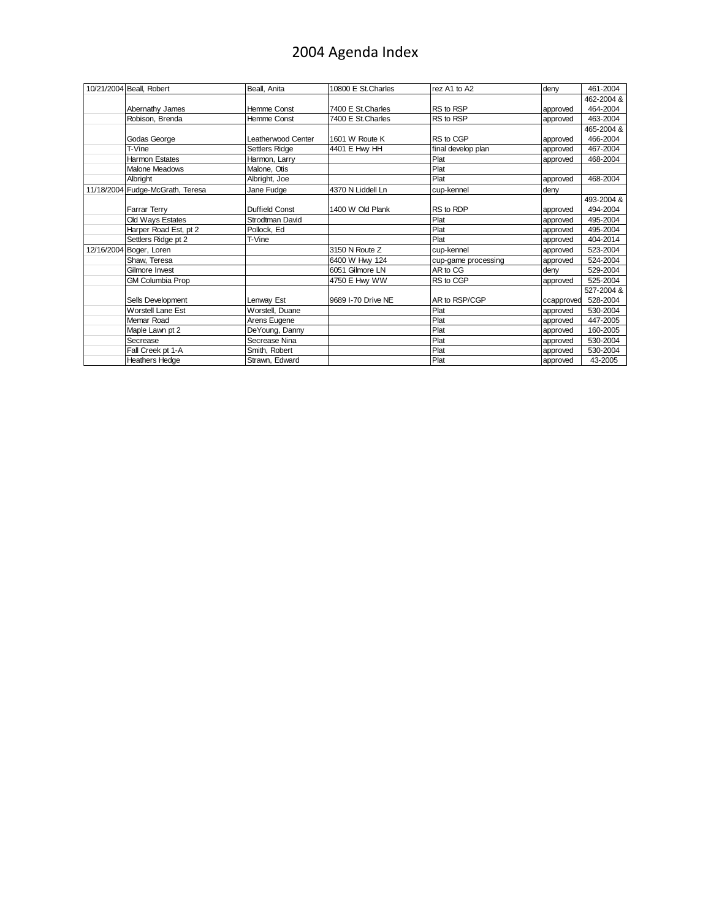# 2004 Agenda Index

| | | | | | | |
|---|---|---|---|---|---|---|
| 10/21/2004 | Beall, Robert | Beall, Anita | 10800 E St.Charles | rez A1 to A2 | deny | 461-2004 |
| | Abernathy James | Hemme Const | 7400 E St.Charles | RS to RSP | approved | 462-2004 & 464-2004 |
| | Robison, Brenda | Hemme Const | 7400 E St.Charles | RS to RSP | approved | 463-2004 |
| | Godas George | Leatherwood Center | 1601 W Route K | RS to CGP | approved | 465-2004 & 466-2004 |
| | T-Vine | Settlers Ridge | 4401 E Hwy HH | final develop plan | approved | 467-2004 |
| | Harmon Estates | Harmon, Larry | | Plat | approved | 468-2004 |
| | Malone Meadows | Malone, Otis | | Plat | | |
| | Albright | Albright, Joe | | Plat | approved | 468-2004 |
| 11/18/2004 | Fudge-McGrath, Teresa | Jane Fudge | 4370 N Liddell Ln | cup-kennel | deny | |
| | Farrar Terry | Duffield Const | 1400 W Old Plank | RS to RDP | approved | 493-2004 & 494-2004 |
| | Old Ways Estates | Strodtman David | | Plat | approved | 495-2004 |
| | Harper Road Est, pt 2 | Pollock, Ed | | Plat | approved | 495-2004 |
| | Settlers Ridge pt 2 | T-Vine | | Plat | approved | 404-2014 |
| 12/16/2004 | Boger, Loren | | 3150 N Route Z | cup-kennel | approved | 523-2004 |
| | Shaw, Teresa | | 6400 W Hwy 124 | cup-game processing | approved | 524-2004 |
| | Gilmore Invest | | 6051 Gilmore LN | AR to CG | deny | 529-2004 |
| | GM Columbia Prop | | 4750 E Hwy WW | RS to CGP | approved | 525-2004 |
| | Sells Development | Lenway Est | 9689 I-70 Drive NE | AR to RSP/CGP | ccapproved | 527-2004 & 528-2004 |
| | Worstell Lane Est | Worstell, Duane | | Plat | approved | 530-2004 |
| | Memar Road | Arens Eugene | | Plat | approved | 447-2005 |
| | Maple Lawn pt 2 | DeYoung, Danny | | Plat | approved | 160-2005 |
| | Secrease | Secrease Nina | | Plat | approved | 530-2004 |
| | Fall Creek pt 1-A | Smith, Robert | | Plat | approved | 530-2004 |
| | Heathers Hedge | Strawn, Edward | | Plat | approved | 43-2005 |